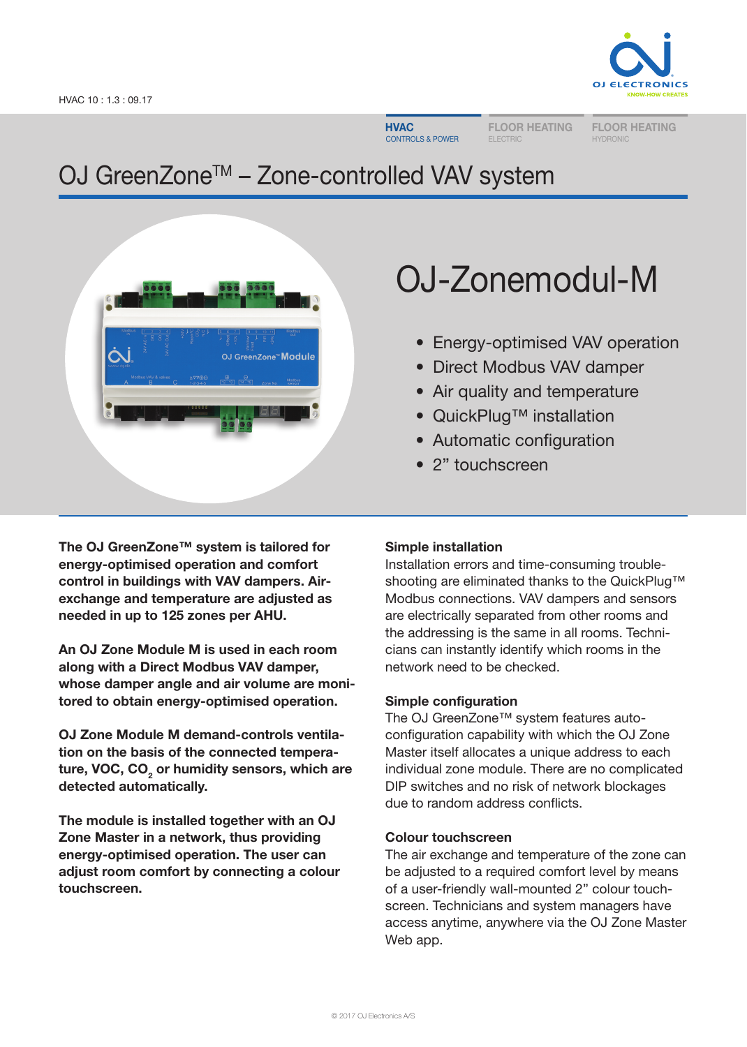HVAC 10 : 1.3 : 09.17

HVAC CONTROLS & POWER | FLOOR HEATING ELECTRIC | FLOOR HEATING HYDRONIC

# OJ GreenZone™ – Zone-controlled VAV system

## OJ-Zonemodul-M

- Energy-optimised VAV operation
- Direct Modbus VAV damper
- Air quality and temperature
- QuickPlug™ installation
- Automatic configuration
- 2” touchscreen

**The OJ GreenZone™ system is tailored for energy-optimised operation and comfort control in buildings with VAV dampers. Air-exchange and temperature are adjusted as needed in up to 125 zones per AHU.**

**An OJ Zone Module M is used in each room along with a Direct Modbus VAV damper, whose damper angle and air volume are monitored to obtain energy-optimised operation.**

**OJ Zone Module M demand-controls ventilation on the basis of the connected temperature, VOC, $CO_2$ or humidity sensors, which are detected automatically.**

**The module is installed together with an OJ Zone Master in a network, thus providing energy-optimised operation. The user can adjust room comfort by connecting a colour touchscreen.**

### Simple installation

Installation errors and time-consuming troubleshooting are eliminated thanks to the QuickPlug™ Modbus connections. VAV dampers and sensors are electrically separated from other rooms and the addressing is the same in all rooms. Technicians can instantly identify which rooms in the network need to be checked.

### Simple configuration

The OJ GreenZone™ system features auto-configuration capability with which the OJ Zone Master itself allocates a unique address to each individual zone module. There are no complicated DIP switches and no risk of network blockages due to random address conflicts.

### Colour touchscreen

The air exchange and temperature of the zone can be adjusted to a required comfort level by means of a user-friendly wall-mounted 2” colour touchscreen. Technicians and system managers have access anytime, anywhere via the OJ Zone Master Web app.

© 2017 OJ Electronics A/S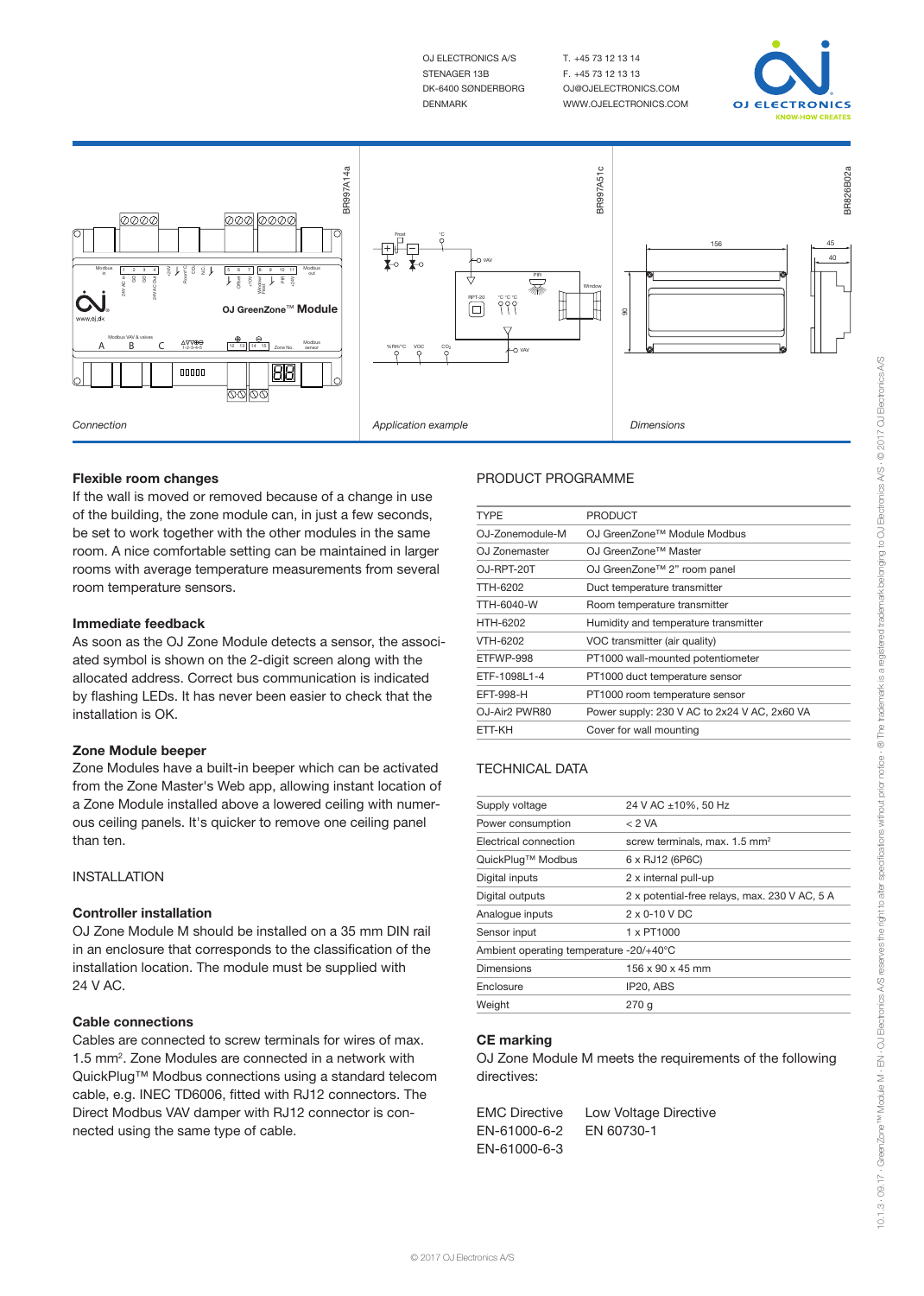OJ ELECTRONICS A/S
STENAGER 13B
DK-6400 SØNDERBORG
DENMARK

T. +45 73 12 13 14
F. +45 73 12 13 13
OJ@OJELECTRONICS.COM
WWW.OJELECTRONICS.COM

BR997A14a

*Connection*

BR997A51c

*Application example*

BR826B02a

156
45
40
90

*Dimensions*

### Flexible room changes

If the wall is moved or removed because of a change in use of the building, the zone module can, in just a few seconds, be set to work together with the other modules in the same room. A nice comfortable setting can be maintained in larger rooms with average temperature measurements from several room temperature sensors.

### Immediate feedback

As soon as the OJ Zone Module detects a sensor, the associated symbol is shown on the 2-digit screen along with the allocated address. Correct bus communication is indicated by flashing LEDs. It has never been easier to check that the installation is OK.

### Zone Module beeper

Zone Modules have a built-in beeper which can be activated from the Zone Master's Web app, allowing instant location of a Zone Module installed above a lowered ceiling with numerous ceiling panels. It's quicker to remove one ceiling panel than ten.

## INSTALLATION

### Controller installation

OJ Zone Module M should be installed on a 35 mm DIN rail in an enclosure that corresponds to the classification of the installation location. The module must be supplied with 24 V AC.

### Cable connections

Cables are connected to screw terminals for wires of max. 1.5 mm². Zone Modules are connected in a network with QuickPlug™ Modbus connections using a standard telecom cable, e.g. INEC TD6006, fitted with RJ12 connectors. The Direct Modbus VAV damper with RJ12 connector is connected using the same type of cable.

## PRODUCT PROGRAMME

| TYPE | PRODUCT |
|---|---|
| OJ-Zonemodule-M | OJ GreenZone™ Module Modbus |
| OJ Zonemaster | OJ GreenZone™ Master |
| OJ-RPT-20T | OJ GreenZone™ 2" room panel |
| TTH-6202 | Duct temperature transmitter |
| TTH-6040-W | Room temperature transmitter |
| HTH-6202 | Humidity and temperature transmitter |
| VTH-6202 | VOC transmitter (air quality) |
| ETFWP-998 | PT1000 wall-mounted potentiometer |
| ETF-1098L1-4 | PT1000 duct temperature sensor |
| EFT-998-H | PT1000 room temperature sensor |
| OJ-Air2 PWR80 | Power supply: 230 V AC to 2x24 V AC, 2x60 VA |
| ETT-KH | Cover for wall mounting |

## TECHNICAL DATA

| | |
|---|---|
| Supply voltage | 24 V AC ±10%, 50 Hz |
| Power consumption | < 2 VA |
| Electrical connection | screw terminals, max. 1.5 mm² |
| QuickPlug™ Modbus | 6 x RJ12 (6P6C) |
| Digital inputs | 2 x internal pull-up |
| Digital outputs | 2 x potential-free relays, max. 230 V AC, 5 A |
| Analogue inputs | 2 x 0-10 V DC |
| Sensor input | 1 x PT1000 |
| Ambient operating temperature | -20/+40°C |
| Dimensions | 156 x 90 x 45 mm |
| Enclosure | IP20, ABS |
| Weight | 270 g |

### CE marking

OJ Zone Module M meets the requirements of the following directives:

| EMC Directive | Low Voltage Directive |
|---|---|
| EN-61000-6-2 | EN 60730-1 |
| EN-61000-6-3 | |

© 2017 OJ Electronics A/S

10.1.3 · 09.17 · GreenZone™ Module M · EN · OJ Electronics A/S reserves the right to alter specifications without prior notice · ® The trademark is a registered trademark belonging to OJ Electronics A/S · © 2017 OJ Electronics A/S